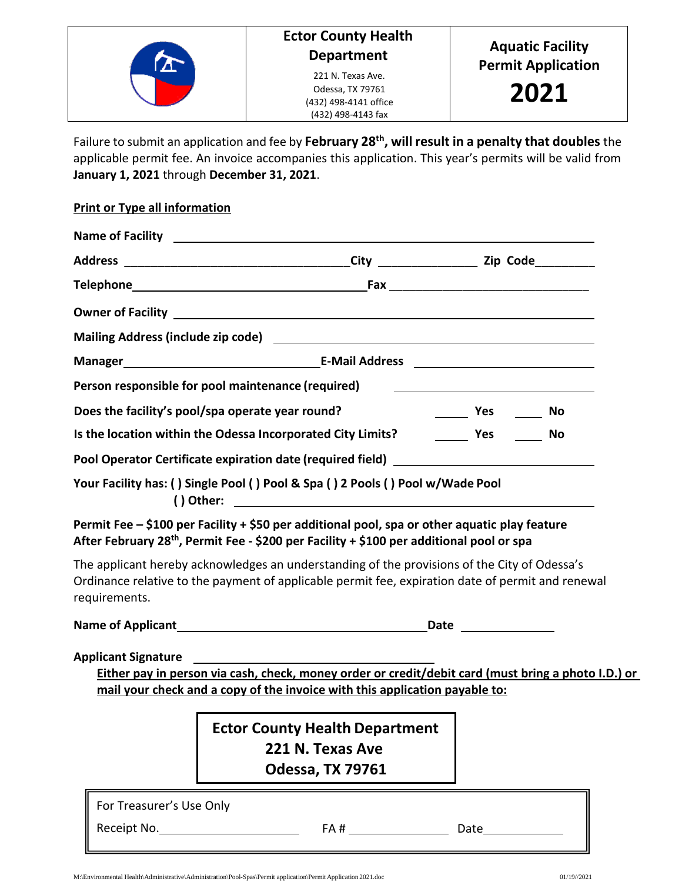| | Ector County Health Department | Aquatic Facility Permit Application |
|---|---|---|
| | 221 N. Texas Ave.<br>Odessa, TX 79761<br>(432) 498-4141 office<br>(432) 498-4143 fax | **2021** |

Failure to submit an application and fee by **February 28th, will result in a penalty that doubles** the applicable permit fee. An invoice accompanies this application. This year's permits will be valid from **January 1, 2021** through **December 31, 2021**.

**Print or Type all information**

**Name of Facility** ______________________________________________

**Address** ______________________________ **City** ______________ **Zip Code** ________

**Telephone** ______________________________ **Fax** ______________________________

**Owner of Facility** ______________________________________________

**Mailing Address (include zip code)** ______________________________________________

**Manager** ______________________________ **E-Mail Address** ______________________________

**Person responsible for pool maintenance (required)** ______________________________

**Does the facility's pool/spa operate year round?** _____ **Yes** _____ **No**

**Is the location within the Odessa Incorporated City Limits?** _____ **Yes** _____ **No**

**Pool Operator Certificate expiration date (required field)** ______________________________

**Your Facility has: ( ) Single Pool ( ) Pool & Spa ( ) 2 Pools ( ) Pool w/Wade Pool**
**( ) Other:** ______________________________

**Permit Fee – $100 per Facility + $50 per additional pool, spa or other aquatic play feature**
**After February 28th, Permit Fee - $200 per Facility + $100 per additional pool or spa**

The applicant hereby acknowledges an understanding of the provisions of the City of Odessa's Ordinance relative to the payment of applicable permit fee, expiration date of permit and renewal requirements.

**Name of Applicant** ______________________________ **Date** ____________

**Applicant Signature** ______________________________

**Either pay in person via cash, check, money order or credit/debit card (must bring a photo I.D.) or mail your check and a copy of the invoice with this application payable to:**

**Ector County Health Department**
**221 N. Texas Ave**
**Odessa, TX 79761**

For Treasurer's Use Only

Receipt No. ____________________ FA # ______________ Date ____________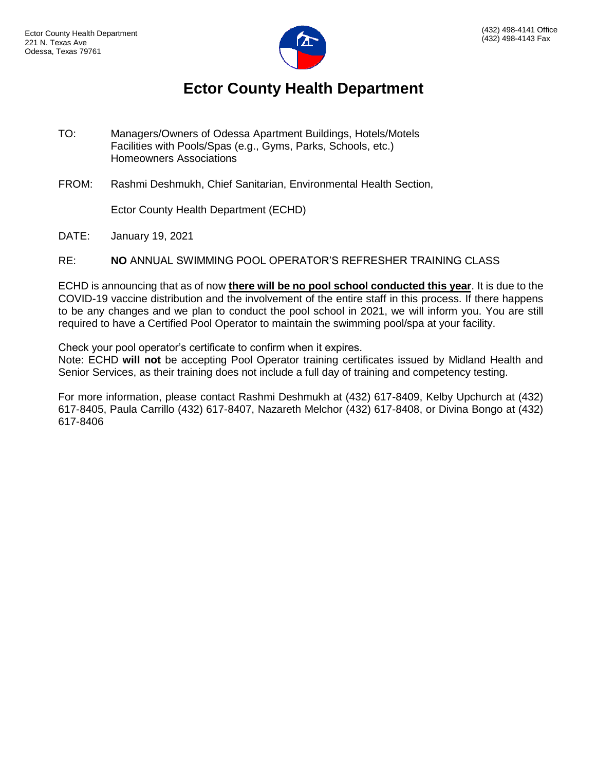Ector County Health Department
221 N. Texas Ave
Odessa, Texas 79761

(432) 498-4141 Office
(432) 498-4143 Fax

# Ector County Health Department

TO: Managers/Owners of Odessa Apartment Buildings, Hotels/Motels
Facilities with Pools/Spas (e.g., Gyms, Parks, Schools, etc.)
Homeowners Associations

FROM: Rashmi Deshmukh, Chief Sanitarian, Environmental Health Section,

Ector County Health Department (ECHD)

DATE: January 19, 2021

RE: **NO** ANNUAL SWIMMING POOL OPERATOR'S REFRESHER TRAINING CLASS

ECHD is announcing that as of now **there will be no pool school conducted this year**. It is due to the COVID-19 vaccine distribution and the involvement of the entire staff in this process. If there happens to be any changes and we plan to conduct the pool school in 2021, we will inform you. You are still required to have a Certified Pool Operator to maintain the swimming pool/spa at your facility.

Check your pool operator's certificate to confirm when it expires.
Note: ECHD **will not** be accepting Pool Operator training certificates issued by Midland Health and Senior Services, as their training does not include a full day of training and competency testing.

For more information, please contact Rashmi Deshmukh at (432) 617-8409, Kelby Upchurch at (432) 617-8405, Paula Carrillo (432) 617-8407, Nazareth Melchor (432) 617-8408, or Divina Bongo at (432) 617-8406